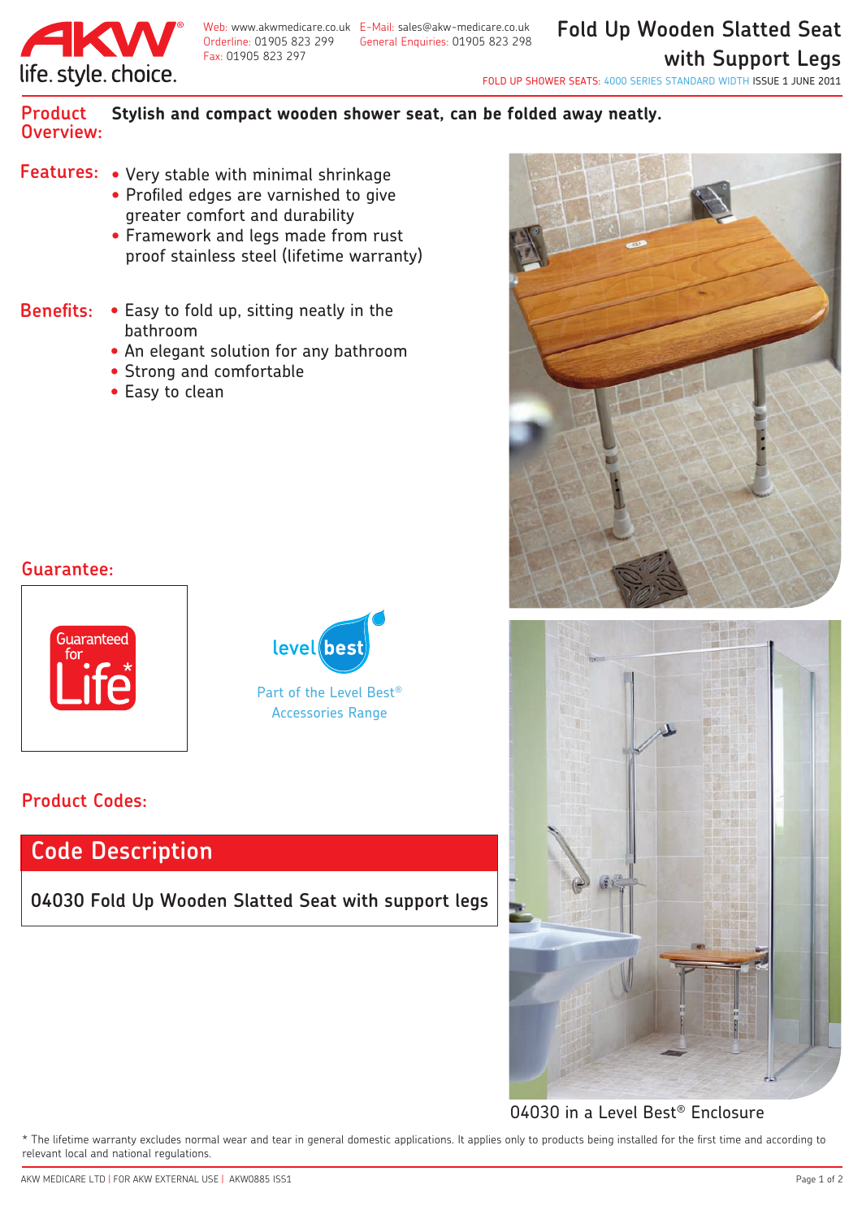# Fold Up Wooden Slatted Seat with Support Legs

FOLD UP SHOWER SEATS: 4000 SERIES STANDARD WIDTH ISSUE 1 JUNE 2011

Web: www.akwmedicare.co.uk
Orderline: 01905 823 299
Fax: 01905 823 297
E-Mail: sales@akw-medicare.co.uk
General Enquiries: 01905 823 298

**Product Overview:** **Stylish and compact wooden shower seat, can be folded away neatly.**

## Features:

- Very stable with minimal shrinkage
- Profiled edges are varnished to give greater comfort and durability
- Framework and legs made from rust proof stainless steel (lifetime warranty)

## Benefits:

- Easy to fold up, sitting neatly in the bathroom
- An elegant solution for any bathroom
- Strong and comfortable
- Easy to clean

## Guarantee:

Guaranteed for Life*

Part of the Level Best® Accessories Range

## Product Codes:

| Code Description |
|---|
| 04030 Fold Up Wooden Slatted Seat with support legs |

04030 in a Level Best® Enclosure

\* The lifetime warranty excludes normal wear and tear in general domestic applications. It applies only to products being installed for the first time and according to relevant local and national regulations.

AKW MEDICARE LTD | FOR AKW EXTERNAL USE | AKW0885 ISS1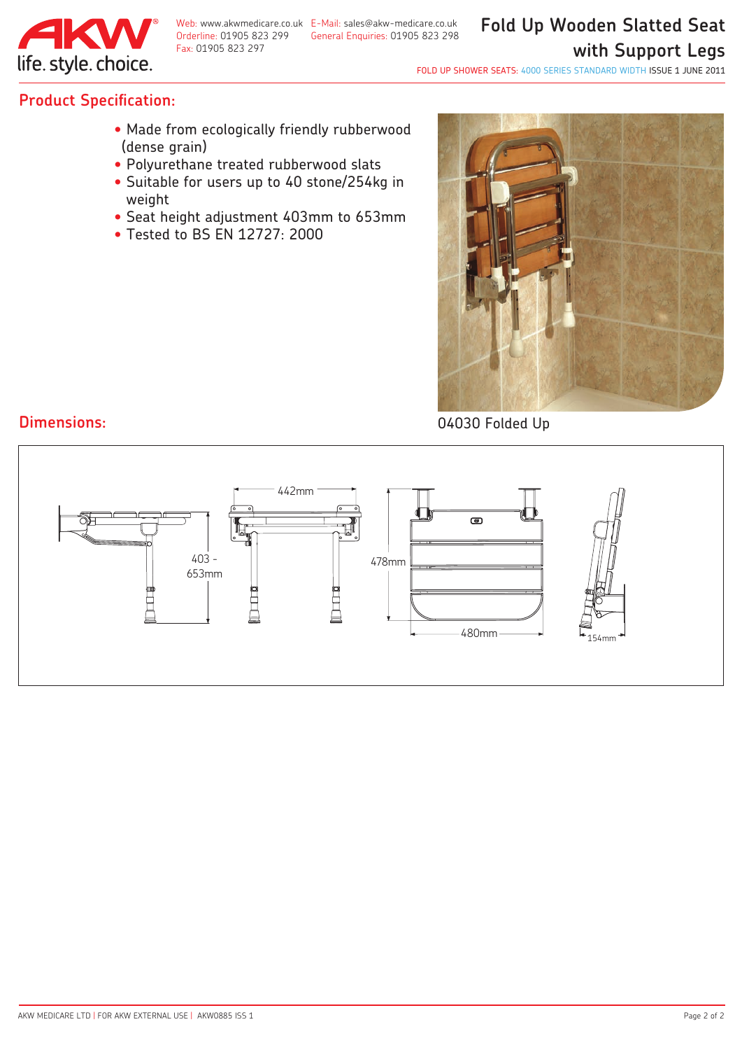Web: www.akwmedicare.co.uk
Orderline: 01905 823 299
Fax: 01905 823 297
E-Mail: sales@akw-medicare.co.uk
General Enquiries: 01905 823 298

# Fold Up Wooden Slatted Seat with Support Legs

FOLD UP SHOWER SEATS: 4000 SERIES STANDARD WIDTH ISSUE 1 JUNE 2011

## Product Specification:

- Made from ecologically friendly rubberwood (dense grain)
- Polyurethane treated rubberwood slats
- Suitable for users up to 40 stone/254kg in weight
- Seat height adjustment 403mm to 653mm
- Tested to BS EN 12727: 2000

04030 Folded Up

## Dimensions:

442mm

403 - 653mm

478mm

480mm

154mm

AKW MEDICARE LTD | FOR AKW EXTERNAL USE | AKW0885 ISS 1